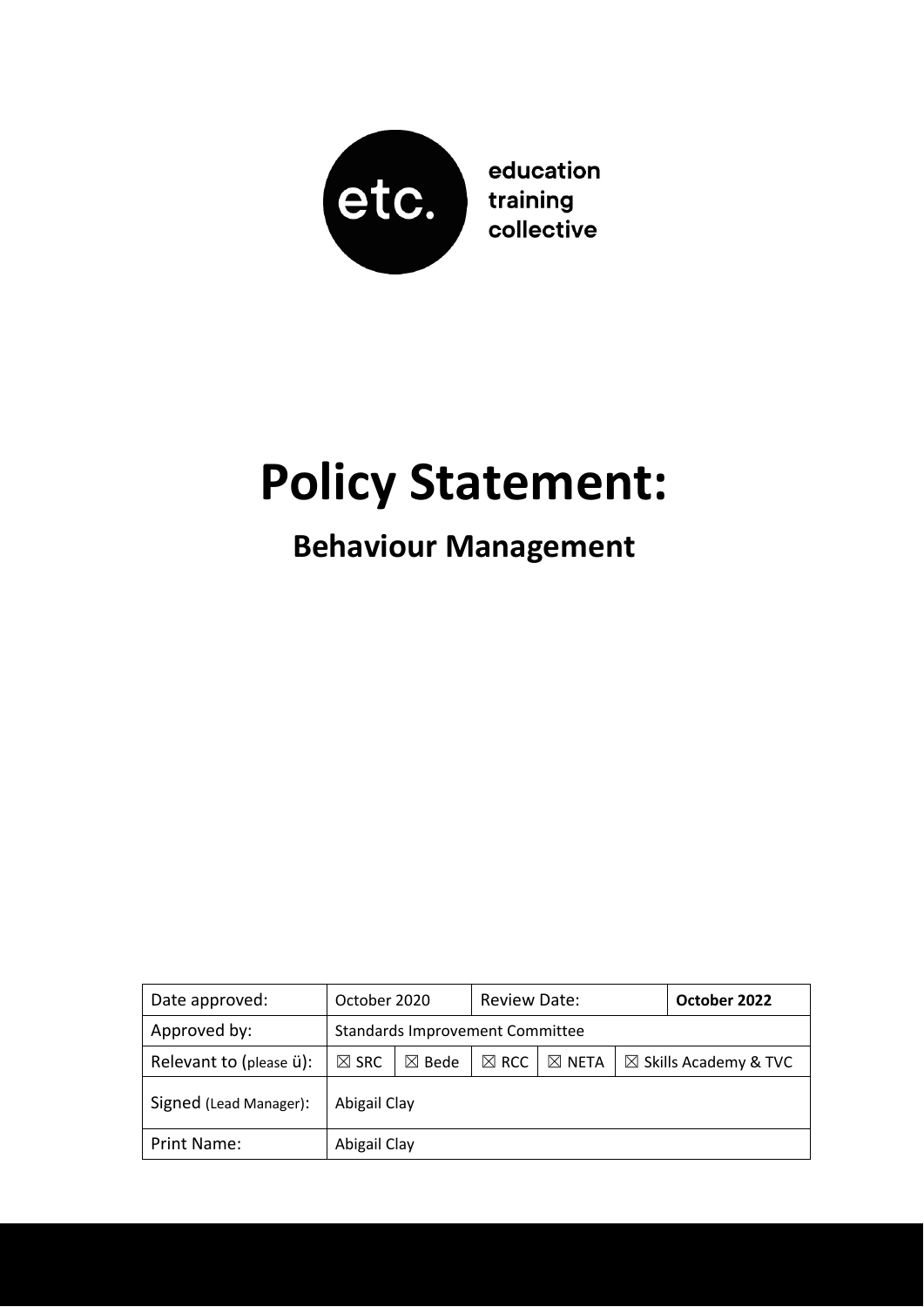etc. education training collective

# Policy Statement:

## Behaviour Management

| Date approved: | October 2020 | | Review Date: | | | **October 2022** |
|---|---|---|---|---|---|---|
| Approved by: | Standards Improvement Committee | | | | | |
| Relevant to (please ü): | ☒ SRC | ☒ Bede | ☒ RCC | ☒ NETA | ☒ Skills Academy & TVC | |
| Signed (Lead Manager): | Abigail Clay | | | | | |
| Print Name: | Abigail Clay | | | | | |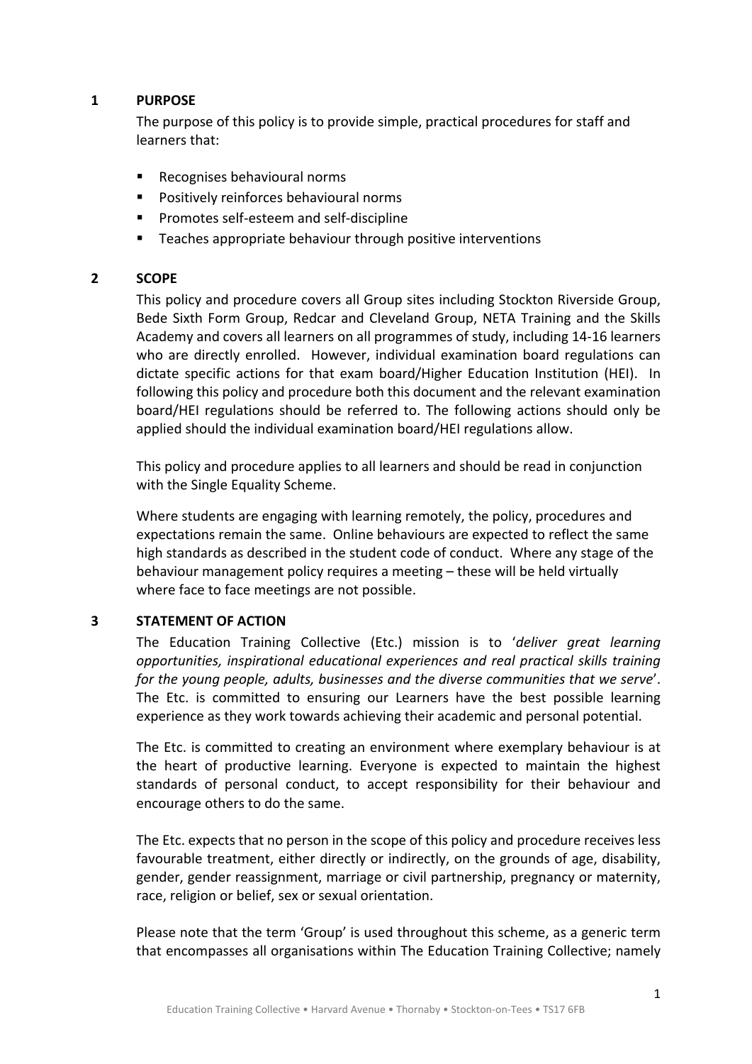## 1 PURPOSE

The purpose of this policy is to provide simple, practical procedures for staff and learners that:

- Recognises behavioural norms
- Positively reinforces behavioural norms
- Promotes self-esteem and self-discipline
- Teaches appropriate behaviour through positive interventions

## 2 SCOPE

This policy and procedure covers all Group sites including Stockton Riverside Group, Bede Sixth Form Group, Redcar and Cleveland Group, NETA Training and the Skills Academy and covers all learners on all programmes of study, including 14-16 learners who are directly enrolled. However, individual examination board regulations can dictate specific actions for that exam board/Higher Education Institution (HEI). In following this policy and procedure both this document and the relevant examination board/HEI regulations should be referred to. The following actions should only be applied should the individual examination board/HEI regulations allow.

This policy and procedure applies to all learners and should be read in conjunction with the Single Equality Scheme.

Where students are engaging with learning remotely, the policy, procedures and expectations remain the same. Online behaviours are expected to reflect the same high standards as described in the student code of conduct. Where any stage of the behaviour management policy requires a meeting – these will be held virtually where face to face meetings are not possible.

## 3 STATEMENT OF ACTION

The Education Training Collective (Etc.) mission is to '*deliver great learning opportunities, inspirational educational experiences and real practical skills training for the young people, adults, businesses and the diverse communities that we serve*'. The Etc. is committed to ensuring our Learners have the best possible learning experience as they work towards achieving their academic and personal potential.

The Etc. is committed to creating an environment where exemplary behaviour is at the heart of productive learning. Everyone is expected to maintain the highest standards of personal conduct, to accept responsibility for their behaviour and encourage others to do the same.

The Etc. expects that no person in the scope of this policy and procedure receives less favourable treatment, either directly or indirectly, on the grounds of age, disability, gender, gender reassignment, marriage or civil partnership, pregnancy or maternity, race, religion or belief, sex or sexual orientation.

Please note that the term 'Group' is used throughout this scheme, as a generic term that encompasses all organisations within The Education Training Collective; namely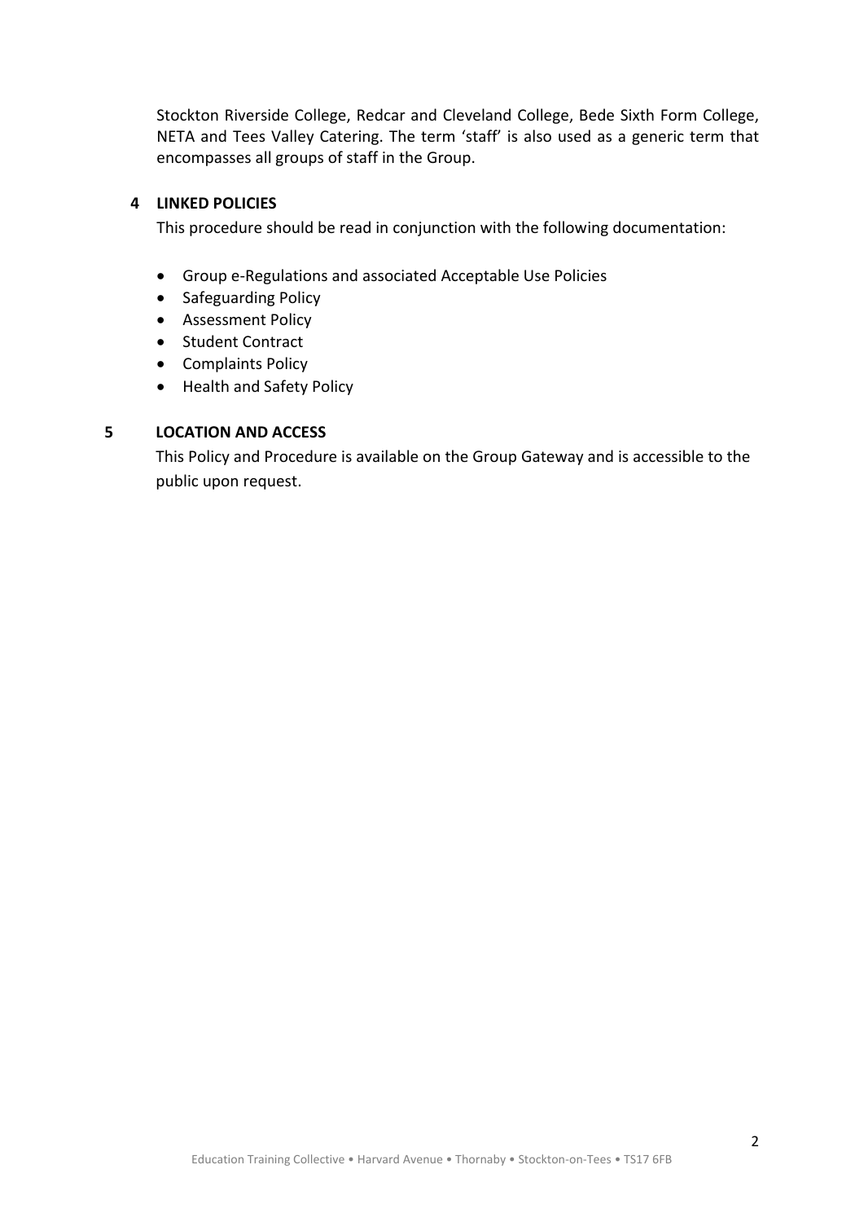Stockton Riverside College, Redcar and Cleveland College, Bede Sixth Form College, NETA and Tees Valley Catering. The term 'staff' is also used as a generic term that encompasses all groups of staff in the Group.

## 4 LINKED POLICIES

This procedure should be read in conjunction with the following documentation:

- Group e-Regulations and associated Acceptable Use Policies
- Safeguarding Policy
- Assessment Policy
- Student Contract
- Complaints Policy
- Health and Safety Policy

## 5 LOCATION AND ACCESS

This Policy and Procedure is available on the Group Gateway and is accessible to the public upon request.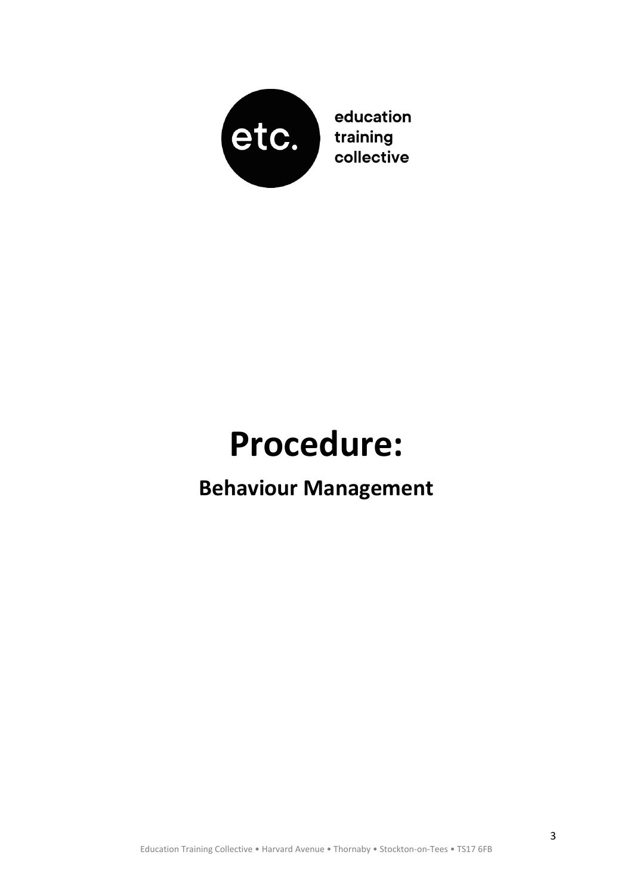education
training
collective

# Procedure:

## Behaviour Management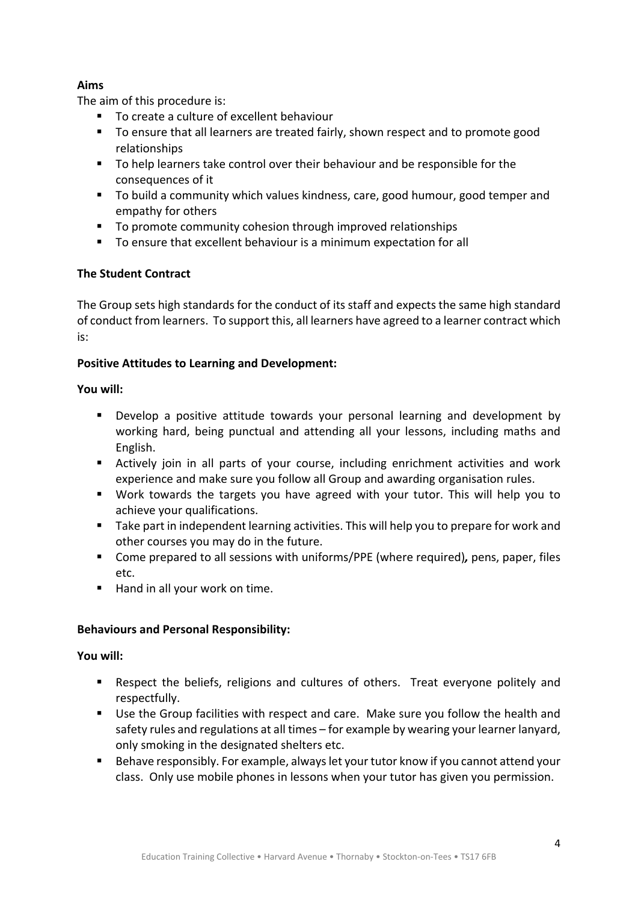**Aims**

The aim of this procedure is:

- To create a culture of excellent behaviour
- To ensure that all learners are treated fairly, shown respect and to promote good relationships
- To help learners take control over their behaviour and be responsible for the consequences of it
- To build a community which values kindness, care, good humour, good temper and empathy for others
- To promote community cohesion through improved relationships
- To ensure that excellent behaviour is a minimum expectation for all

**The Student Contract**

The Group sets high standards for the conduct of its staff and expects the same high standard of conduct from learners. To support this, all learners have agreed to a learner contract which is:

**Positive Attitudes to Learning and Development:**

**You will:**

- Develop a positive attitude towards your personal learning and development by working hard, being punctual and attending all your lessons, including maths and English.
- Actively join in all parts of your course, including enrichment activities and work experience and make sure you follow all Group and awarding organisation rules.
- Work towards the targets you have agreed with your tutor. This will help you to achieve your qualifications.
- Take part in independent learning activities. This will help you to prepare for work and other courses you may do in the future.
- Come prepared to all sessions with uniforms/PPE (where required)***,*** pens, paper, files etc.
- Hand in all your work on time.

**Behaviours and Personal Responsibility:**

**You will:**

- Respect the beliefs, religions and cultures of others. Treat everyone politely and respectfully.
- Use the Group facilities with respect and care. Make sure you follow the health and safety rules and regulations at all times – for example by wearing your learner lanyard, only smoking in the designated shelters etc.
- Behave responsibly. For example, always let your tutor know if you cannot attend your class. Only use mobile phones in lessons when your tutor has given you permission.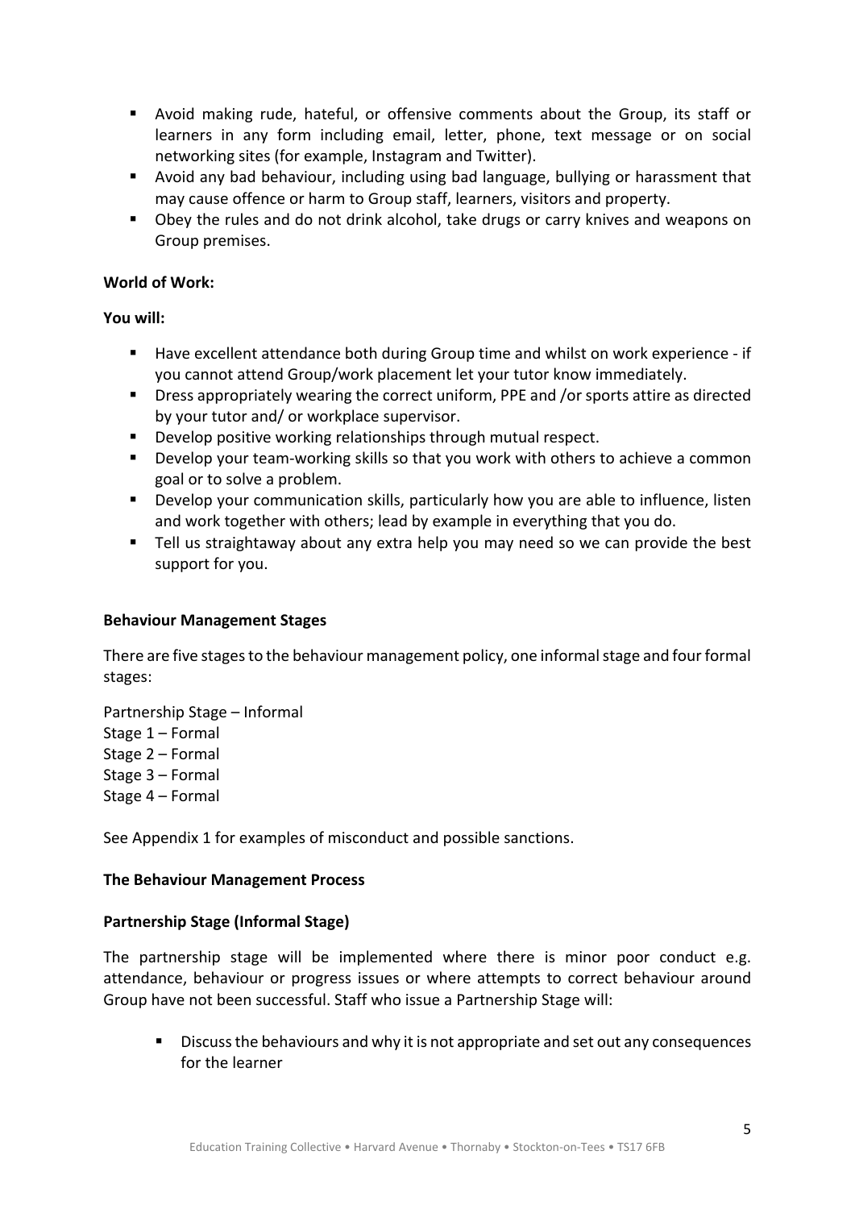- Avoid making rude, hateful, or offensive comments about the Group, its staff or learners in any form including email, letter, phone, text message or on social networking sites (for example, Instagram and Twitter).
- Avoid any bad behaviour, including using bad language, bullying or harassment that may cause offence or harm to Group staff, learners, visitors and property.
- Obey the rules and do not drink alcohol, take drugs or carry knives and weapons on Group premises.

**World of Work:**

**You will:**

- Have excellent attendance both during Group time and whilst on work experience - if you cannot attend Group/work placement let your tutor know immediately.
- Dress appropriately wearing the correct uniform, PPE and /or sports attire as directed by your tutor and/ or workplace supervisor.
- Develop positive working relationships through mutual respect.
- Develop your team-working skills so that you work with others to achieve a common goal or to solve a problem.
- Develop your communication skills, particularly how you are able to influence, listen and work together with others; lead by example in everything that you do.
- Tell us straightaway about any extra help you may need so we can provide the best support for you.

**Behaviour Management Stages**

There are five stages to the behaviour management policy, one informal stage and four formal stages:

Partnership Stage – Informal
Stage 1 – Formal
Stage 2 – Formal
Stage 3 – Formal
Stage 4 – Formal

See Appendix 1 for examples of misconduct and possible sanctions.

**The Behaviour Management Process**

**Partnership Stage (Informal Stage)**

The partnership stage will be implemented where there is minor poor conduct e.g. attendance, behaviour or progress issues or where attempts to correct behaviour around Group have not been successful. Staff who issue a Partnership Stage will:

- Discuss the behaviours and why it is not appropriate and set out any consequences for the learner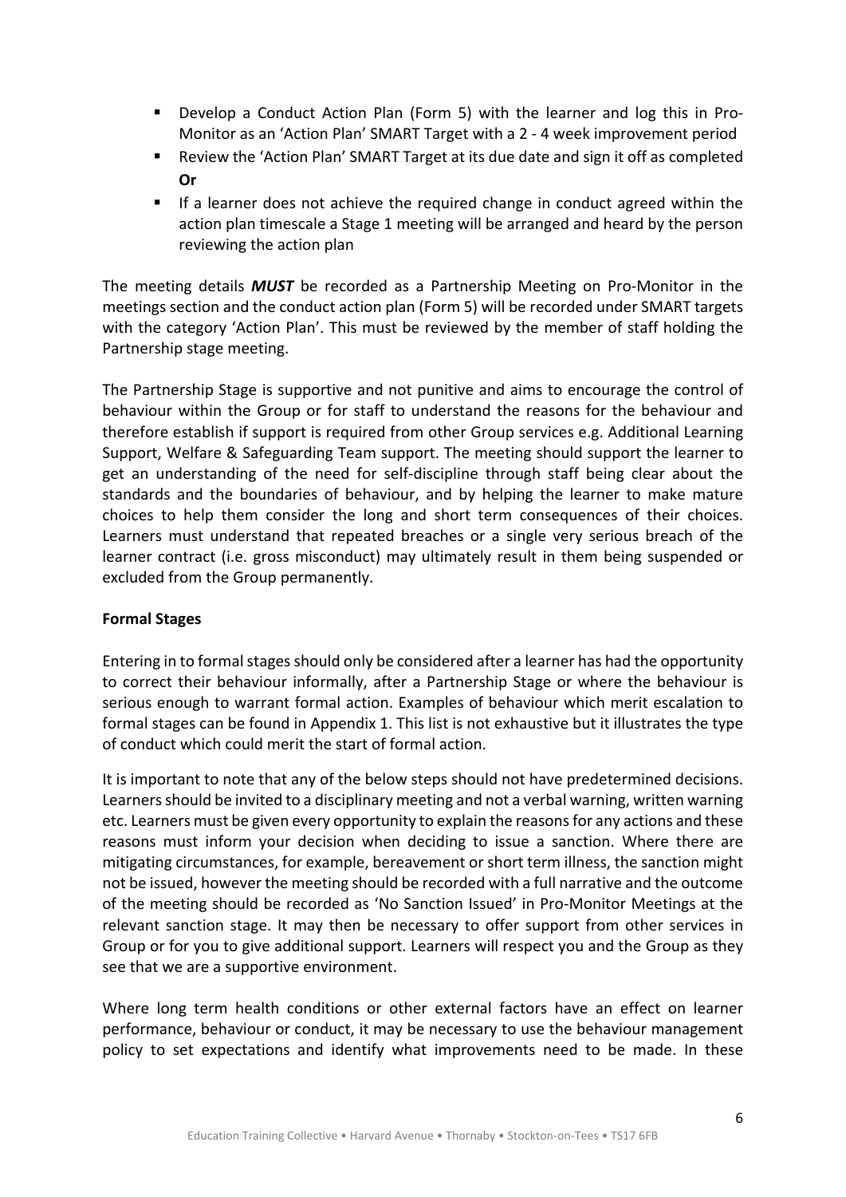- Develop a Conduct Action Plan (Form 5) with the learner and log this in Pro-Monitor as an 'Action Plan' SMART Target with a 2 - 4 week improvement period
- Review the 'Action Plan' SMART Target at its due date and sign it off as completed **Or**
- If a learner does not achieve the required change in conduct agreed within the action plan timescale a Stage 1 meeting will be arranged and heard by the person reviewing the action plan

The meeting details ***MUST*** be recorded as a Partnership Meeting on Pro-Monitor in the meetings section and the conduct action plan (Form 5) will be recorded under SMART targets with the category 'Action Plan'. This must be reviewed by the member of staff holding the Partnership stage meeting.

The Partnership Stage is supportive and not punitive and aims to encourage the control of behaviour within the Group or for staff to understand the reasons for the behaviour and therefore establish if support is required from other Group services e.g. Additional Learning Support, Welfare & Safeguarding Team support. The meeting should support the learner to get an understanding of the need for self-discipline through staff being clear about the standards and the boundaries of behaviour, and by helping the learner to make mature choices to help them consider the long and short term consequences of their choices. Learners must understand that repeated breaches or a single very serious breach of the learner contract (i.e. gross misconduct) may ultimately result in them being suspended or excluded from the Group permanently.

**Formal Stages**

Entering in to formal stages should only be considered after a learner has had the opportunity to correct their behaviour informally, after a Partnership Stage or where the behaviour is serious enough to warrant formal action. Examples of behaviour which merit escalation to formal stages can be found in Appendix 1. This list is not exhaustive but it illustrates the type of conduct which could merit the start of formal action.

It is important to note that any of the below steps should not have predetermined decisions. Learners should be invited to a disciplinary meeting and not a verbal warning, written warning etc. Learners must be given every opportunity to explain the reasons for any actions and these reasons must inform your decision when deciding to issue a sanction. Where there are mitigating circumstances, for example, bereavement or short term illness, the sanction might not be issued, however the meeting should be recorded with a full narrative and the outcome of the meeting should be recorded as 'No Sanction Issued' in Pro-Monitor Meetings at the relevant sanction stage. It may then be necessary to offer support from other services in Group or for you to give additional support. Learners will respect you and the Group as they see that we are a supportive environment.

Where long term health conditions or other external factors have an effect on learner performance, behaviour or conduct, it may be necessary to use the behaviour management policy to set expectations and identify what improvements need to be made. In these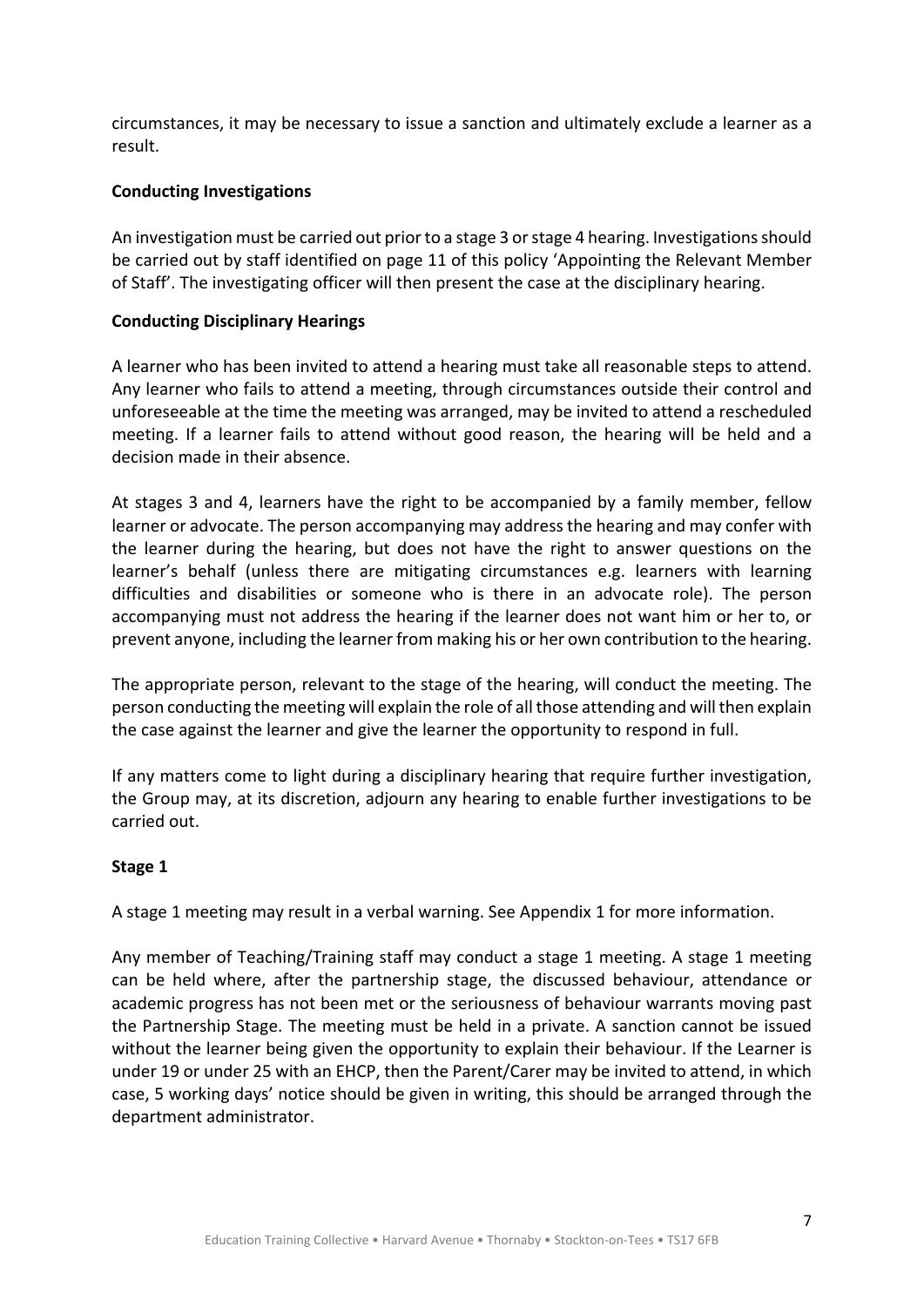circumstances, it may be necessary to issue a sanction and ultimately exclude a learner as a result.

**Conducting Investigations**

An investigation must be carried out prior to a stage 3 or stage 4 hearing. Investigations should be carried out by staff identified on page 11 of this policy 'Appointing the Relevant Member of Staff'. The investigating officer will then present the case at the disciplinary hearing.

**Conducting Disciplinary Hearings**

A learner who has been invited to attend a hearing must take all reasonable steps to attend. Any learner who fails to attend a meeting, through circumstances outside their control and unforeseeable at the time the meeting was arranged, may be invited to attend a rescheduled meeting. If a learner fails to attend without good reason, the hearing will be held and a decision made in their absence.

At stages 3 and 4, learners have the right to be accompanied by a family member, fellow learner or advocate. The person accompanying may address the hearing and may confer with the learner during the hearing, but does not have the right to answer questions on the learner's behalf (unless there are mitigating circumstances e.g. learners with learning difficulties and disabilities or someone who is there in an advocate role). The person accompanying must not address the hearing if the learner does not want him or her to, or prevent anyone, including the learner from making his or her own contribution to the hearing.

The appropriate person, relevant to the stage of the hearing, will conduct the meeting. The person conducting the meeting will explain the role of all those attending and will then explain the case against the learner and give the learner the opportunity to respond in full.

If any matters come to light during a disciplinary hearing that require further investigation, the Group may, at its discretion, adjourn any hearing to enable further investigations to be carried out.

**Stage 1**

A stage 1 meeting may result in a verbal warning. See Appendix 1 for more information.

Any member of Teaching/Training staff may conduct a stage 1 meeting. A stage 1 meeting can be held where, after the partnership stage, the discussed behaviour, attendance or academic progress has not been met or the seriousness of behaviour warrants moving past the Partnership Stage. The meeting must be held in a private. A sanction cannot be issued without the learner being given the opportunity to explain their behaviour. If the Learner is under 19 or under 25 with an EHCP, then the Parent/Carer may be invited to attend, in which case, 5 working days' notice should be given in writing, this should be arranged through the department administrator.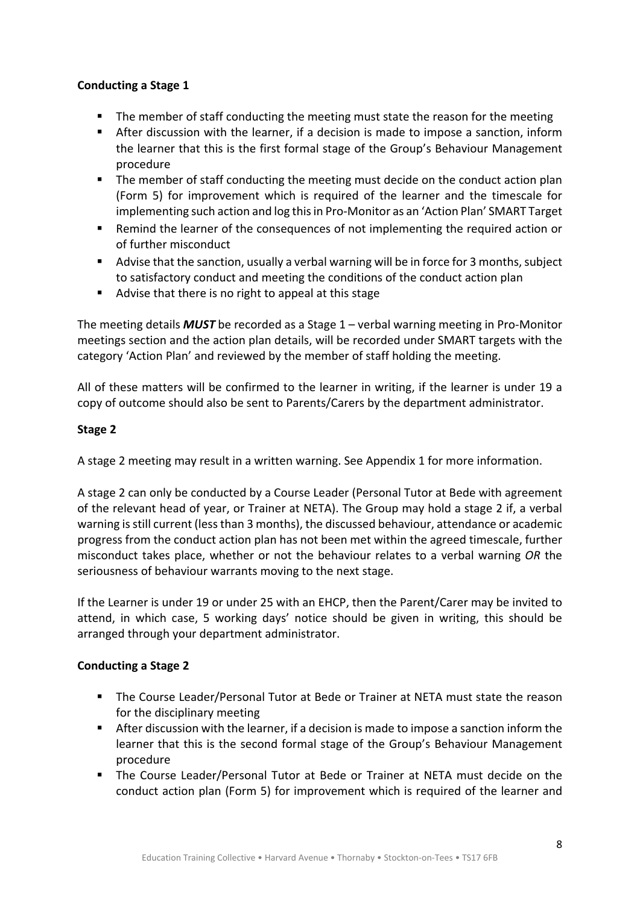**Conducting a Stage 1**

- The member of staff conducting the meeting must state the reason for the meeting
- After discussion with the learner, if a decision is made to impose a sanction, inform the learner that this is the first formal stage of the Group's Behaviour Management procedure
- The member of staff conducting the meeting must decide on the conduct action plan (Form 5) for improvement which is required of the learner and the timescale for implementing such action and log this in Pro-Monitor as an 'Action Plan' SMART Target
- Remind the learner of the consequences of not implementing the required action or of further misconduct
- Advise that the sanction, usually a verbal warning will be in force for 3 months, subject to satisfactory conduct and meeting the conditions of the conduct action plan
- Advise that there is no right to appeal at this stage

The meeting details ***MUST*** be recorded as a Stage 1 – verbal warning meeting in Pro-Monitor meetings section and the action plan details, will be recorded under SMART targets with the category 'Action Plan' and reviewed by the member of staff holding the meeting.

All of these matters will be confirmed to the learner in writing, if the learner is under 19 a copy of outcome should also be sent to Parents/Carers by the department administrator.

**Stage 2**

A stage 2 meeting may result in a written warning. See Appendix 1 for more information.

A stage 2 can only be conducted by a Course Leader (Personal Tutor at Bede with agreement of the relevant head of year, or Trainer at NETA). The Group may hold a stage 2 if, a verbal warning is still current (less than 3 months), the discussed behaviour, attendance or academic progress from the conduct action plan has not been met within the agreed timescale, further misconduct takes place, whether or not the behaviour relates to a verbal warning *OR* the seriousness of behaviour warrants moving to the next stage.

If the Learner is under 19 or under 25 with an EHCP, then the Parent/Carer may be invited to attend, in which case, 5 working days' notice should be given in writing, this should be arranged through your department administrator.

**Conducting a Stage 2**

- The Course Leader/Personal Tutor at Bede or Trainer at NETA must state the reason for the disciplinary meeting
- After discussion with the learner, if a decision is made to impose a sanction inform the learner that this is the second formal stage of the Group's Behaviour Management procedure
- The Course Leader/Personal Tutor at Bede or Trainer at NETA must decide on the conduct action plan (Form 5) for improvement which is required of the learner and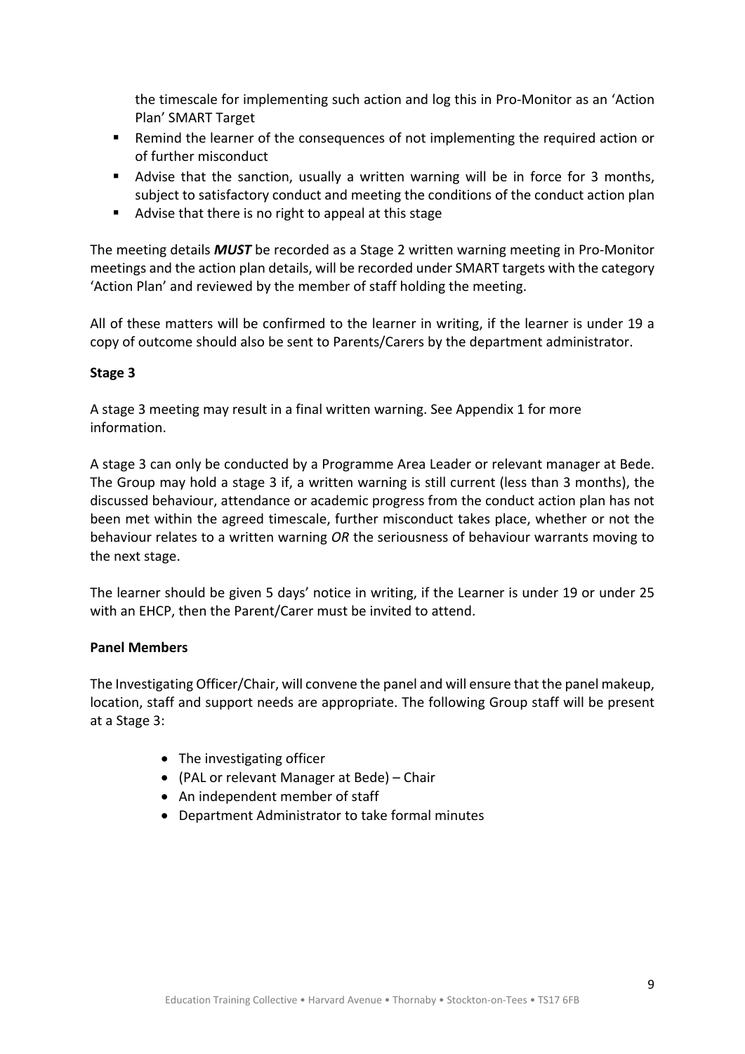the timescale for implementing such action and log this in Pro-Monitor as an 'Action Plan' SMART Target

- Remind the learner of the consequences of not implementing the required action or of further misconduct
- Advise that the sanction, usually a written warning will be in force for 3 months, subject to satisfactory conduct and meeting the conditions of the conduct action plan
- Advise that there is no right to appeal at this stage

The meeting details ***MUST*** be recorded as a Stage 2 written warning meeting in Pro-Monitor meetings and the action plan details, will be recorded under SMART targets with the category 'Action Plan' and reviewed by the member of staff holding the meeting.

All of these matters will be confirmed to the learner in writing, if the learner is under 19 a copy of outcome should also be sent to Parents/Carers by the department administrator.

**Stage 3**

A stage 3 meeting may result in a final written warning. See Appendix 1 for more information.

A stage 3 can only be conducted by a Programme Area Leader or relevant manager at Bede. The Group may hold a stage 3 if, a written warning is still current (less than 3 months), the discussed behaviour, attendance or academic progress from the conduct action plan has not been met within the agreed timescale, further misconduct takes place, whether or not the behaviour relates to a written warning *OR* the seriousness of behaviour warrants moving to the next stage.

The learner should be given 5 days' notice in writing, if the Learner is under 19 or under 25 with an EHCP, then the Parent/Carer must be invited to attend.

**Panel Members**

The Investigating Officer/Chair, will convene the panel and will ensure that the panel makeup, location, staff and support needs are appropriate. The following Group staff will be present at a Stage 3:

- The investigating officer
- (PAL or relevant Manager at Bede) – Chair
- An independent member of staff
- Department Administrator to take formal minutes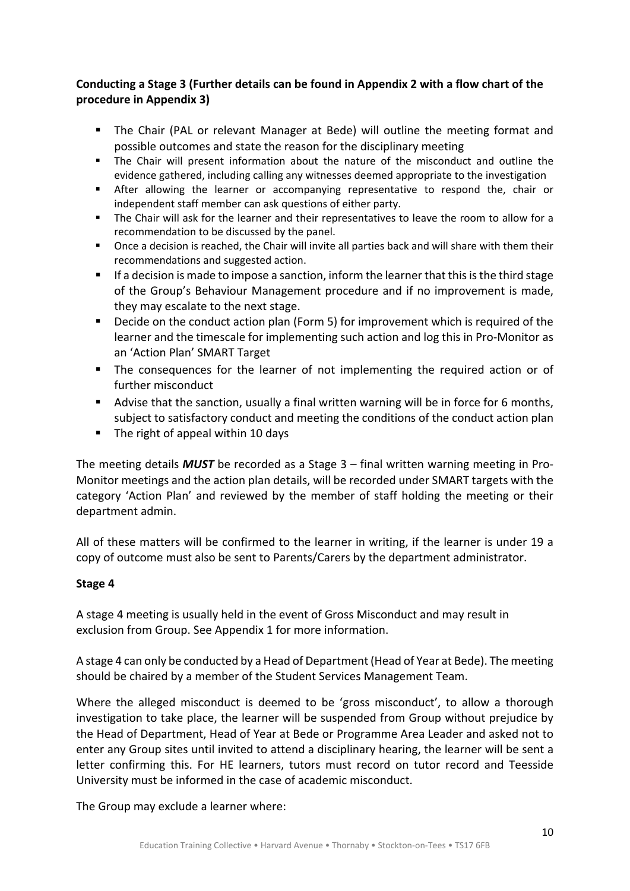**Conducting a Stage 3 (Further details can be found in Appendix 2 with a flow chart of the procedure in Appendix 3)**

- The Chair (PAL or relevant Manager at Bede) will outline the meeting format and possible outcomes and state the reason for the disciplinary meeting
- The Chair will present information about the nature of the misconduct and outline the evidence gathered, including calling any witnesses deemed appropriate to the investigation
- After allowing the learner or accompanying representative to respond the, chair or independent staff member can ask questions of either party.
- The Chair will ask for the learner and their representatives to leave the room to allow for a recommendation to be discussed by the panel.
- Once a decision is reached, the Chair will invite all parties back and will share with them their recommendations and suggested action.
- If a decision is made to impose a sanction, inform the learner that this is the third stage of the Group's Behaviour Management procedure and if no improvement is made, they may escalate to the next stage.
- Decide on the conduct action plan (Form 5) for improvement which is required of the learner and the timescale for implementing such action and log this in Pro-Monitor as an 'Action Plan' SMART Target
- The consequences for the learner of not implementing the required action or of further misconduct
- Advise that the sanction, usually a final written warning will be in force for 6 months, subject to satisfactory conduct and meeting the conditions of the conduct action plan
- The right of appeal within 10 days

The meeting details ***MUST*** be recorded as a Stage 3 – final written warning meeting in Pro-Monitor meetings and the action plan details, will be recorded under SMART targets with the category 'Action Plan' and reviewed by the member of staff holding the meeting or their department admin.

All of these matters will be confirmed to the learner in writing, if the learner is under 19 a copy of outcome must also be sent to Parents/Carers by the department administrator.

**Stage 4**

A stage 4 meeting is usually held in the event of Gross Misconduct and may result in exclusion from Group. See Appendix 1 for more information.

A stage 4 can only be conducted by a Head of Department (Head of Year at Bede). The meeting should be chaired by a member of the Student Services Management Team.

Where the alleged misconduct is deemed to be 'gross misconduct', to allow a thorough investigation to take place, the learner will be suspended from Group without prejudice by the Head of Department, Head of Year at Bede or Programme Area Leader and asked not to enter any Group sites until invited to attend a disciplinary hearing, the learner will be sent a letter confirming this. For HE learners, tutors must record on tutor record and Teesside University must be informed in the case of academic misconduct.

The Group may exclude a learner where: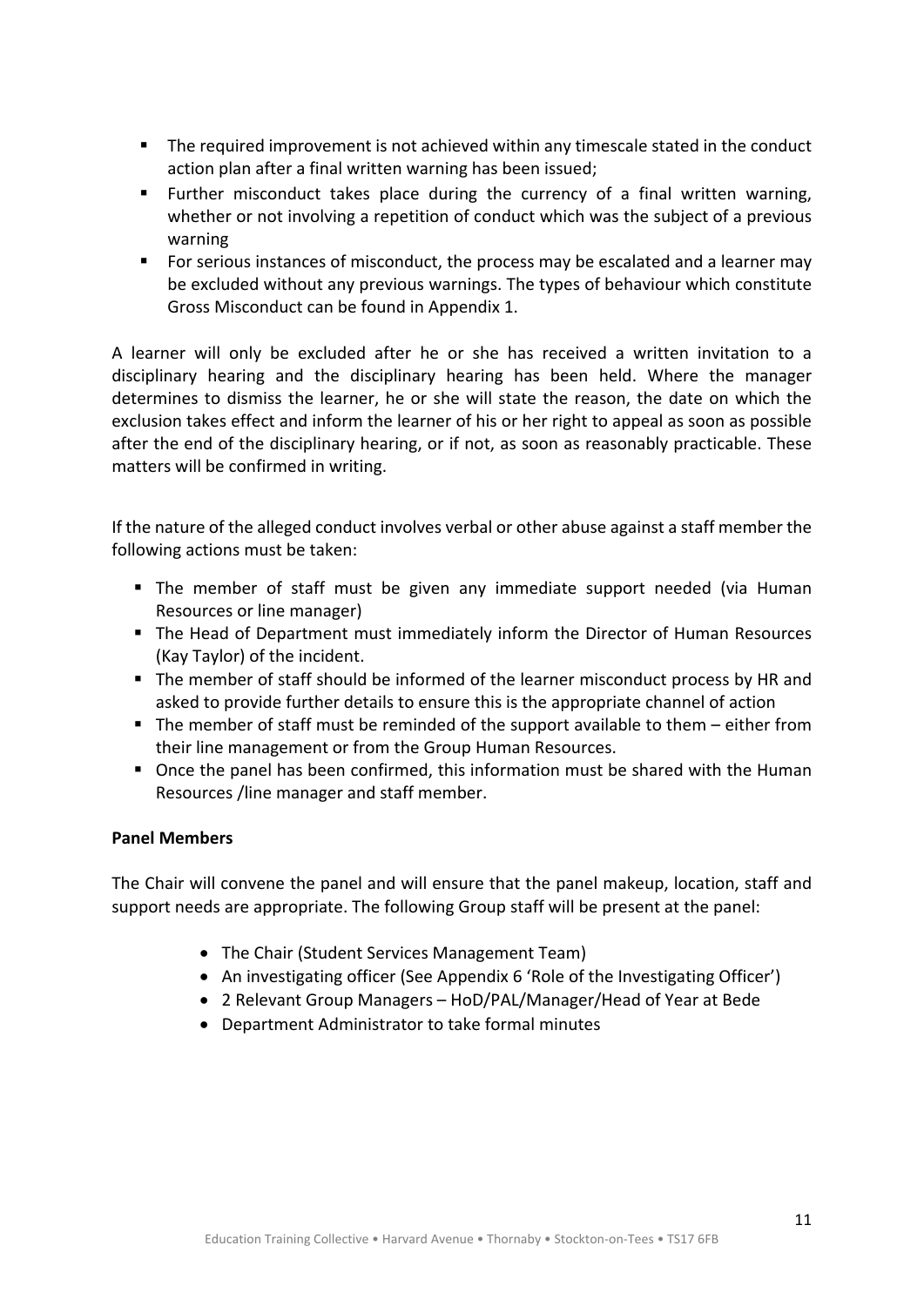- The required improvement is not achieved within any timescale stated in the conduct action plan after a final written warning has been issued;
- Further misconduct takes place during the currency of a final written warning, whether or not involving a repetition of conduct which was the subject of a previous warning
- For serious instances of misconduct, the process may be escalated and a learner may be excluded without any previous warnings. The types of behaviour which constitute Gross Misconduct can be found in Appendix 1.

A learner will only be excluded after he or she has received a written invitation to a disciplinary hearing and the disciplinary hearing has been held. Where the manager determines to dismiss the learner, he or she will state the reason, the date on which the exclusion takes effect and inform the learner of his or her right to appeal as soon as possible after the end of the disciplinary hearing, or if not, as soon as reasonably practicable. These matters will be confirmed in writing.

If the nature of the alleged conduct involves verbal or other abuse against a staff member the following actions must be taken:

- The member of staff must be given any immediate support needed (via Human Resources or line manager)
- The Head of Department must immediately inform the Director of Human Resources (Kay Taylor) of the incident.
- The member of staff should be informed of the learner misconduct process by HR and asked to provide further details to ensure this is the appropriate channel of action
- The member of staff must be reminded of the support available to them – either from their line management or from the Group Human Resources.
- Once the panel has been confirmed, this information must be shared with the Human Resources /line manager and staff member.

**Panel Members**

The Chair will convene the panel and will ensure that the panel makeup, location, staff and support needs are appropriate. The following Group staff will be present at the panel:

- The Chair (Student Services Management Team)
- An investigating officer (See Appendix 6 'Role of the Investigating Officer')
- 2 Relevant Group Managers – HoD/PAL/Manager/Head of Year at Bede
- Department Administrator to take formal minutes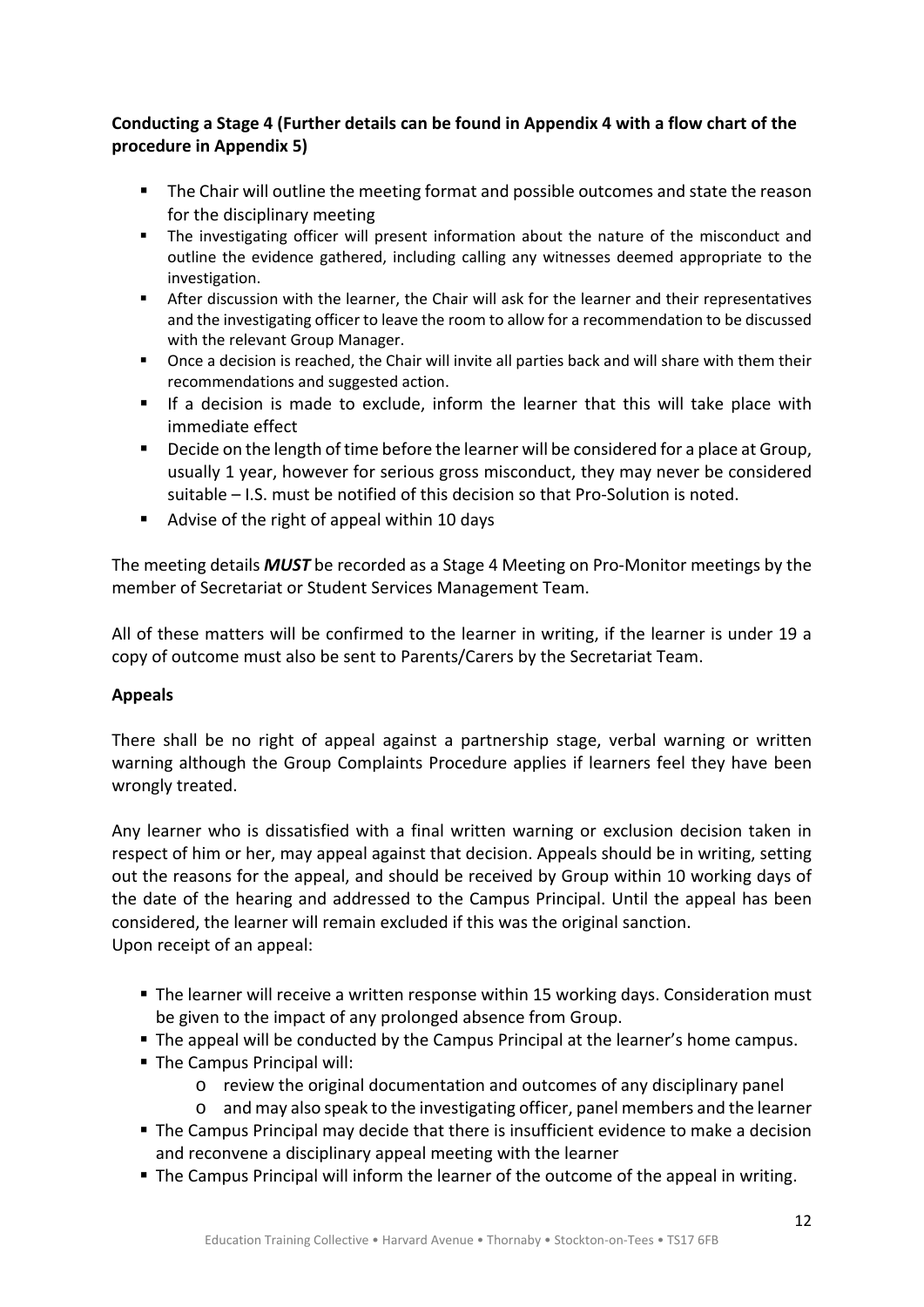**Conducting a Stage 4 (Further details can be found in Appendix 4 with a flow chart of the procedure in Appendix 5)**

- The Chair will outline the meeting format and possible outcomes and state the reason for the disciplinary meeting
- The investigating officer will present information about the nature of the misconduct and outline the evidence gathered, including calling any witnesses deemed appropriate to the investigation.
- After discussion with the learner, the Chair will ask for the learner and their representatives and the investigating officer to leave the room to allow for a recommendation to be discussed with the relevant Group Manager.
- Once a decision is reached, the Chair will invite all parties back and will share with them their recommendations and suggested action.
- If a decision is made to exclude, inform the learner that this will take place with immediate effect
- Decide on the length of time before the learner will be considered for a place at Group, usually 1 year, however for serious gross misconduct, they may never be considered suitable – I.S. must be notified of this decision so that Pro-Solution is noted.
- Advise of the right of appeal within 10 days

The meeting details ***MUST*** be recorded as a Stage 4 Meeting on Pro-Monitor meetings by the member of Secretariat or Student Services Management Team.

All of these matters will be confirmed to the learner in writing, if the learner is under 19 a copy of outcome must also be sent to Parents/Carers by the Secretariat Team.

**Appeals**

There shall be no right of appeal against a partnership stage, verbal warning or written warning although the Group Complaints Procedure applies if learners feel they have been wrongly treated.

Any learner who is dissatisfied with a final written warning or exclusion decision taken in respect of him or her, may appeal against that decision. Appeals should be in writing, setting out the reasons for the appeal, and should be received by Group within 10 working days of the date of the hearing and addressed to the Campus Principal. Until the appeal has been considered, the learner will remain excluded if this was the original sanction.
Upon receipt of an appeal:

- The learner will receive a written response within 15 working days. Consideration must be given to the impact of any prolonged absence from Group.
- The appeal will be conducted by the Campus Principal at the learner's home campus.
- The Campus Principal will:
    - review the original documentation and outcomes of any disciplinary panel
    - and may also speak to the investigating officer, panel members and the learner
- The Campus Principal may decide that there is insufficient evidence to make a decision and reconvene a disciplinary appeal meeting with the learner
- The Campus Principal will inform the learner of the outcome of the appeal in writing.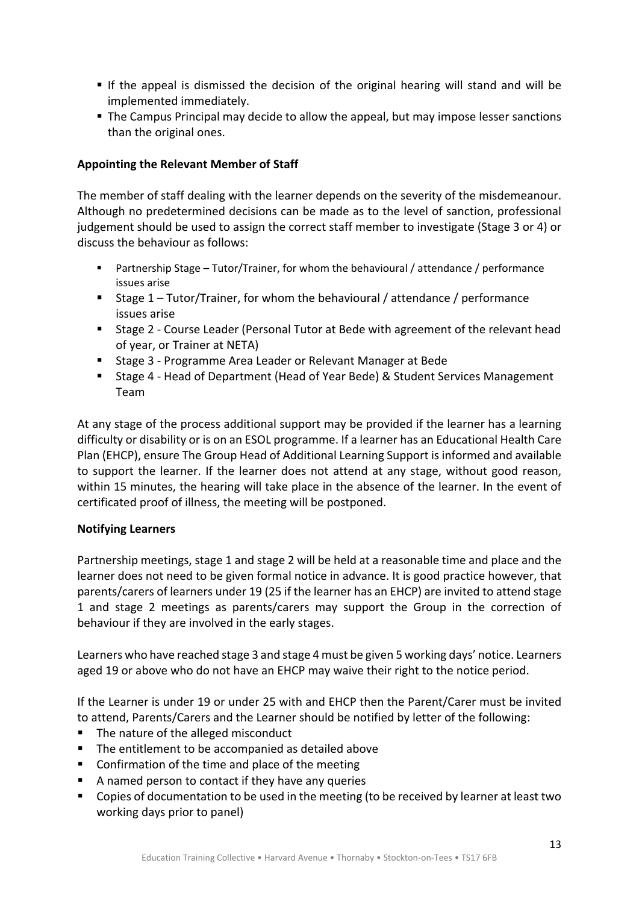- If the appeal is dismissed the decision of the original hearing will stand and will be implemented immediately.
- The Campus Principal may decide to allow the appeal, but may impose lesser sanctions than the original ones.

**Appointing the Relevant Member of Staff**

The member of staff dealing with the learner depends on the severity of the misdemeanour. Although no predetermined decisions can be made as to the level of sanction, professional judgement should be used to assign the correct staff member to investigate (Stage 3 or 4) or discuss the behaviour as follows:

- Partnership Stage – Tutor/Trainer, for whom the behavioural / attendance / performance issues arise
- Stage 1 – Tutor/Trainer, for whom the behavioural / attendance / performance issues arise
- Stage 2 - Course Leader (Personal Tutor at Bede with agreement of the relevant head of year, or Trainer at NETA)
- Stage 3 - Programme Area Leader or Relevant Manager at Bede
- Stage 4 - Head of Department (Head of Year Bede) & Student Services Management Team

At any stage of the process additional support may be provided if the learner has a learning difficulty or disability or is on an ESOL programme. If a learner has an Educational Health Care Plan (EHCP), ensure The Group Head of Additional Learning Support is informed and available to support the learner. If the learner does not attend at any stage, without good reason, within 15 minutes, the hearing will take place in the absence of the learner. In the event of certificated proof of illness, the meeting will be postponed.

**Notifying Learners**

Partnership meetings, stage 1 and stage 2 will be held at a reasonable time and place and the learner does not need to be given formal notice in advance. It is good practice however, that parents/carers of learners under 19 (25 if the learner has an EHCP) are invited to attend stage 1 and stage 2 meetings as parents/carers may support the Group in the correction of behaviour if they are involved in the early stages.

Learners who have reached stage 3 and stage 4 must be given 5 working days' notice. Learners aged 19 or above who do not have an EHCP may waive their right to the notice period.

If the Learner is under 19 or under 25 with and EHCP then the Parent/Carer must be invited to attend, Parents/Carers and the Learner should be notified by letter of the following:

- The nature of the alleged misconduct
- The entitlement to be accompanied as detailed above
- Confirmation of the time and place of the meeting
- A named person to contact if they have any queries
- Copies of documentation to be used in the meeting (to be received by learner at least two working days prior to panel)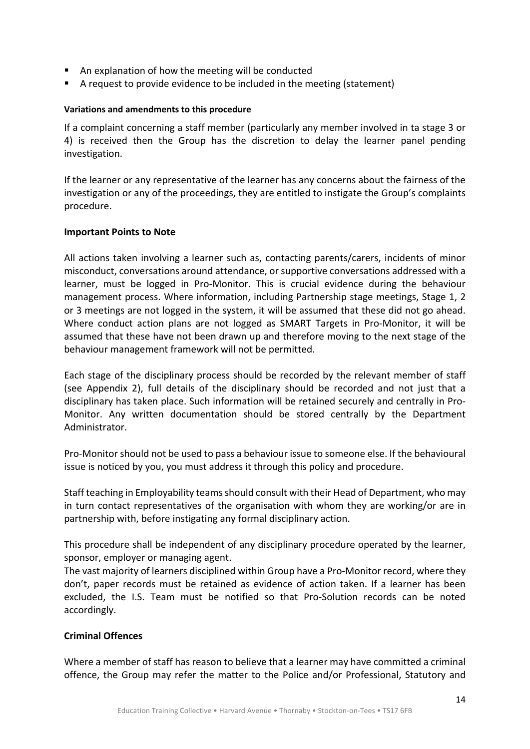- An explanation of how the meeting will be conducted
- A request to provide evidence to be included in the meeting (statement)

**Variations and amendments to this procedure**

If a complaint concerning a staff member (particularly any member involved in ta stage 3 or 4) is received then the Group has the discretion to delay the learner panel pending investigation.

If the learner or any representative of the learner has any concerns about the fairness of the investigation or any of the proceedings, they are entitled to instigate the Group's complaints procedure.

**Important Points to Note**

All actions taken involving a learner such as, contacting parents/carers, incidents of minor misconduct, conversations around attendance, or supportive conversations addressed with a learner, must be logged in Pro-Monitor. This is crucial evidence during the behaviour management process. Where information, including Partnership stage meetings, Stage 1, 2 or 3 meetings are not logged in the system, it will be assumed that these did not go ahead. Where conduct action plans are not logged as SMART Targets in Pro-Monitor, it will be assumed that these have not been drawn up and therefore moving to the next stage of the behaviour management framework will not be permitted.

Each stage of the disciplinary process should be recorded by the relevant member of staff (see Appendix 2), full details of the disciplinary should be recorded and not just that a disciplinary has taken place. Such information will be retained securely and centrally in Pro-Monitor. Any written documentation should be stored centrally by the Department Administrator.

Pro-Monitor should not be used to pass a behaviour issue to someone else. If the behavioural issue is noticed by you, you must address it through this policy and procedure.

Staff teaching in Employability teams should consult with their Head of Department, who may in turn contact representatives of the organisation with whom they are working/or are in partnership with, before instigating any formal disciplinary action.

This procedure shall be independent of any disciplinary procedure operated by the learner, sponsor, employer or managing agent.
The vast majority of learners disciplined within Group have a Pro-Monitor record, where they don't, paper records must be retained as evidence of action taken. If a learner has been excluded, the I.S. Team must be notified so that Pro-Solution records can be noted accordingly.

**Criminal Offences**

Where a member of staff has reason to believe that a learner may have committed a criminal offence, the Group may refer the matter to the Police and/or Professional, Statutory and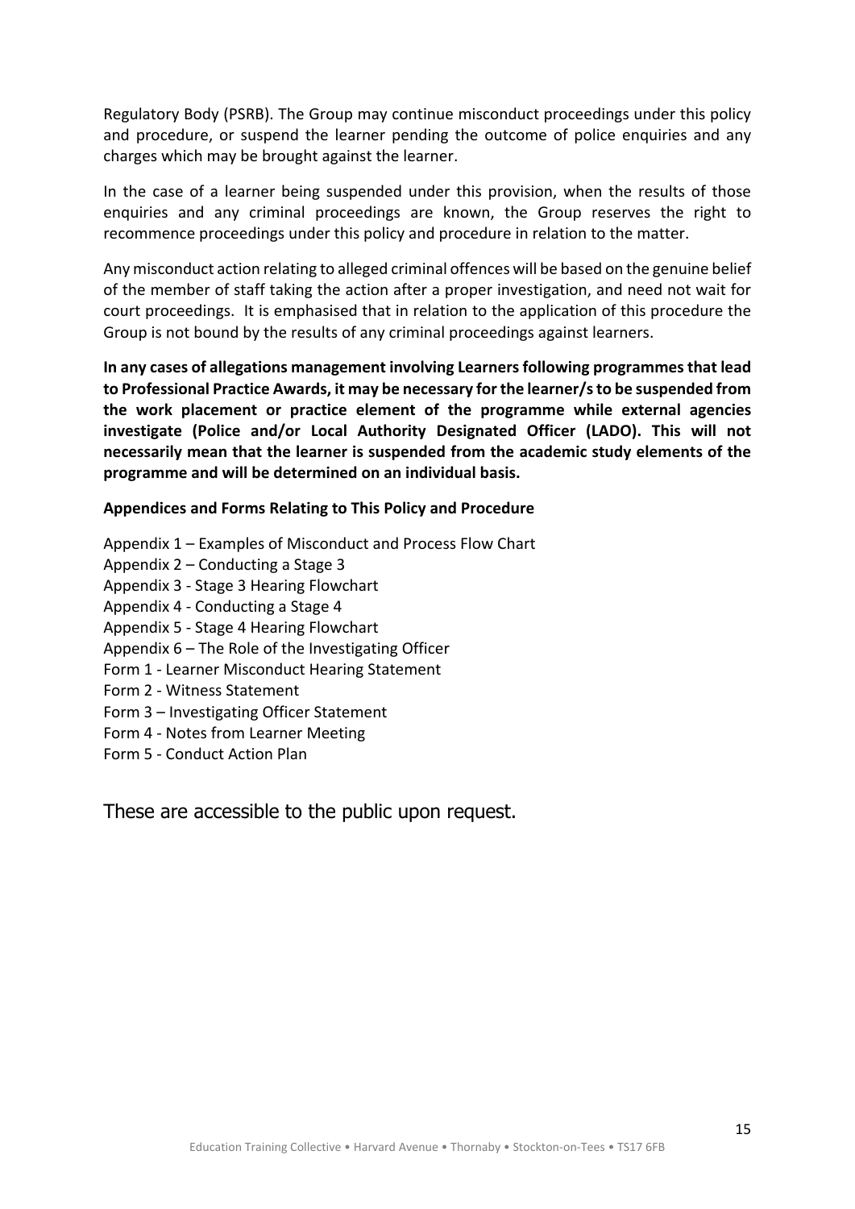Regulatory Body (PSRB). The Group may continue misconduct proceedings under this policy and procedure, or suspend the learner pending the outcome of police enquiries and any charges which may be brought against the learner.

In the case of a learner being suspended under this provision, when the results of those enquiries and any criminal proceedings are known, the Group reserves the right to recommence proceedings under this policy and procedure in relation to the matter.

Any misconduct action relating to alleged criminal offences will be based on the genuine belief of the member of staff taking the action after a proper investigation, and need not wait for court proceedings. It is emphasised that in relation to the application of this procedure the Group is not bound by the results of any criminal proceedings against learners.

**In any cases of allegations management involving Learners following programmes that lead to Professional Practice Awards, it may be necessary for the learner/s to be suspended from the work placement or practice element of the programme while external agencies investigate (Police and/or Local Authority Designated Officer (LADO). This will not necessarily mean that the learner is suspended from the academic study elements of the programme and will be determined on an individual basis.**

**Appendices and Forms Relating to This Policy and Procedure**

Appendix 1 – Examples of Misconduct and Process Flow Chart
Appendix 2 – Conducting a Stage 3
Appendix 3 - Stage 3 Hearing Flowchart
Appendix 4 - Conducting a Stage 4
Appendix 5 - Stage 4 Hearing Flowchart
Appendix 6 – The Role of the Investigating Officer
Form 1 - Learner Misconduct Hearing Statement
Form 2 - Witness Statement
Form 3 – Investigating Officer Statement
Form 4 - Notes from Learner Meeting
Form 5 - Conduct Action Plan

These are accessible to the public upon request.